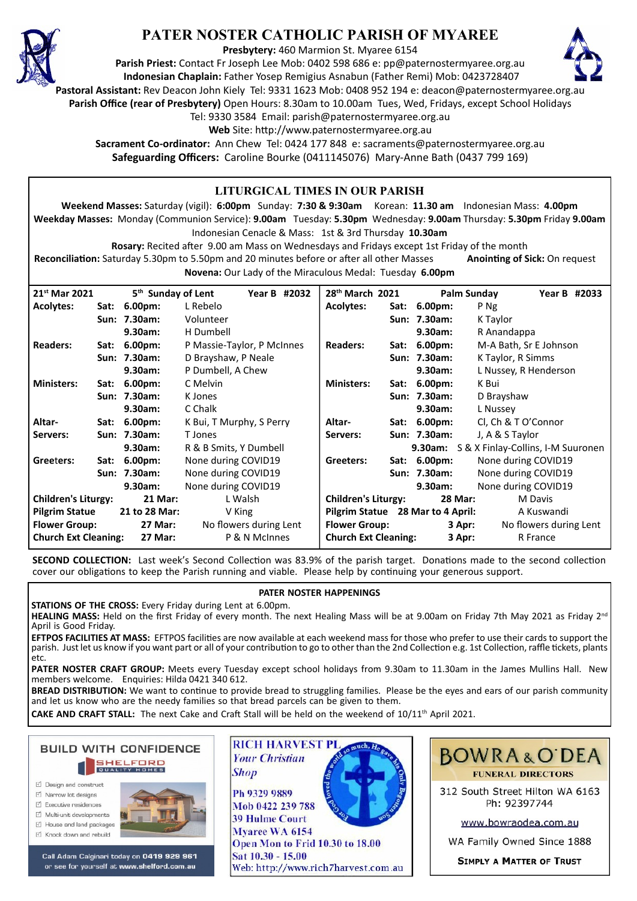# PATER NOSTER CATHOLIC PARISH OF MYAREE

**Presbytery:** 460 Marmion St. Myaree 6154
**Parish Priest:** Contact Fr Joseph Lee Mob: 0402 598 686 e: pp@paternostermyaree.org.au
**Indonesian Chaplain:** Father Yosep Remigius Asnabun (Father Remi) Mob: 0423728407
**Pastoral Assistant:** Rev Deacon John Kiely Tel: 9331 1623 Mob: 0408 952 194 e: deacon@paternostermyaree.org.au
**Parish Office (rear of Presbytery)** Open Hours: 8.30am to 10.00am Tues, Wed, Fridays, except School Holidays
Tel: 9330 3584 Email: parish@paternostermyaree.org.au
**Web** Site: http://www.paternostermyaree.org.au
**Sacrament Co-ordinator:** Ann Chew Tel: 0424 177 848 e: sacraments@paternostermyaree.org.au
**Safeguarding Officers:** Caroline Bourke (0411145076) Mary-Anne Bath (0437 799 169)

## LITURGICAL TIMES IN OUR PARISH

**Weekend Masses:** Saturday (vigil): **6:00pm** Sunday: **7:30 & 9:30am** Korean: **11.30 am** Indonesian Mass: **4.00pm**
**Weekday Masses:** Monday (Communion Service): **9.00am** Tuesday: **5.30pm** Wednesday: **9.00am** Thursday: **5.30pm** Friday **9.00am**
Indonesian Cenacle & Mass: 1st & 3rd Thursday **10.30am**
**Rosary:** Recited after 9.00 am Mass on Wednesdays and Fridays except 1st Friday of the month
**Reconciliation:** Saturday 5.30pm to 5.50pm and 20 minutes before or after all other Masses **Anointing of Sick:** On request
**Novena:** Our Lady of the Miraculous Medal: Tuesday **6.00pm**

| 21st Mar 2021 | | 5th Sunday of Lent | Year B #2032 |
|---|---|---|---|
| **Acolytes:** | **Sat: 6.00pm:** | L Rebelo | |
| | **Sun: 7.30am:** | Volunteer | |
| | **9.30am:** | H Dumbell | |
| **Readers:** | **Sat: 6.00pm:** | P Massie-Taylor, P McInnes | |
| | **Sun: 7.30am:** | D Brayshaw, P Neale | |
| | **9.30am:** | P Dumbell, A Chew | |
| **Ministers:** | **Sat: 6.00pm:** | C Melvin | |
| | **Sun: 7.30am:** | K Jones | |
| | **9.30am:** | C Chalk | |
| **Altar-Servers:** | **Sat: 6.00pm:** | K Bui, T Murphy, S Perry | |
| | **Sun: 7.30am:** | T Jones | |
| | **9.30am:** | R & B Smits, Y Dumbell | |
| **Greeters:** | **Sat: 6.00pm:** | None during COVID19 | |
| | **Sun: 7.30am:** | None during COVID19 | |
| | **9.30am:** | None during COVID19 | |
| **Children's Liturgy:** | **21 Mar:** | L Walsh | |
| **Pilgrim Statue** | **21 to 28 Mar:** | V King | |
| **Flower Group:** | **27 Mar:** | No flowers during Lent | |
| **Church Ext Cleaning:** | **27 Mar:** | P & N McInnes | |

| 28th March 2021 | | Palm Sunday | Year B #2033 |
|---|---|---|---|
| **Acolytes:** | **Sat: 6.00pm:** | P Ng | |
| | **Sun: 7.30am:** | K Taylor | |
| | **9.30am:** | R Anandappa | |
| **Readers:** | **Sat: 6.00pm:** | M-A Bath, Sr E Johnson | |
| | **Sun: 7.30am:** | K Taylor, R Simms | |
| | **9.30am:** | L Nussey, R Henderson | |
| **Ministers:** | **Sat: 6.00pm:** | K Bui | |
| | **Sun: 7.30am:** | D Brayshaw | |
| | **9.30am:** | L Nussey | |
| **Altar-Servers:** | **Sat: 6.00pm:** | Cl, Ch & T O'Connor | |
| | **Sun: 7.30am:** | J, A & S Taylor | |
| | **9.30am:** | S & X Finlay-Collins, I-M Suuronen | |
| **Greeters:** | **Sat: 6.00pm:** | None during COVID19 | |
| | **Sun: 7.30am:** | None during COVID19 | |
| | **9.30am:** | None during COVID19 | |
| **Children's Liturgy:** | **28 Mar:** | M Davis | |
| **Pilgrim Statue** | **28 Mar to 4 April:** | A Kuswandi | |
| **Flower Group:** | **3 Apr:** | No flowers during Lent | |
| **Church Ext Cleaning:** | **3 Apr:** | R France | |

**SECOND COLLECTION:** Last week's Second Collection was 83.9% of the parish target. Donations made to the second collection cover our obligations to keep the Parish running and viable. Please help by continuing your generous support.

## PATER NOSTER HAPPENINGS

**STATIONS OF THE CROSS:** Every Friday during Lent at 6.00pm.
**HEALING MASS:** Held on the first Friday of every month. The next Healing Mass will be at 9.00am on Friday 7th May 2021 as Friday 2nd April is Good Friday.
**EFTPOS FACILITIES AT MASS:** EFTPOS facilities are now available at each weekend mass for those who prefer to use their cards to support the parish. Just let us know if you want part or all of your contribution to go to other than the 2nd Collection e.g. 1st Collection, raffle tickets, plants etc.
**PATER NOSTER CRAFT GROUP:** Meets every Tuesday except school holidays from 9.30am to 11.30am in the James Mullins Hall. New members welcome. Enquiries: Hilda 0421 340 612.
**BREAD DISTRIBUTION:** We want to continue to provide bread to struggling families. Please be the eyes and ears of our parish community and let us know who are the needy families so that bread parcels can be given to them.
**CAKE AND CRAFT STALL:** The next Cake and Craft Stall will be held on the weekend of 10/11th April 2021.

**BUILD WITH CONFIDENCE** — SHELFORD QUALITY HOMES
- Design and construct
- Narrow lot designs
- Executive residences
- Multi-unit developments
- House and land packages
- Knock down and rebuild

Call Adam Calginari today on 0419 929 961 or see for yourself at www.shelford.com.au

**RICH HARVEST PL**
*Your Christian Shop*
Ph 9329 9889
Mob 0422 239 788
39 Hulme Court
Myaree WA 6154
Open Mon to Frid 10.30 to 18.00
Sat 10.30 - 15.00
Web: http://www.rich7harvest.com.au

**BOWRA & O'DEA**
FUNERAL DIRECTORS
312 South Street Hilton WA 6163
Ph: 92397744
www.bowraodea.com.au
WA Family Owned Since 1888
SIMPLY A MATTER OF TRUST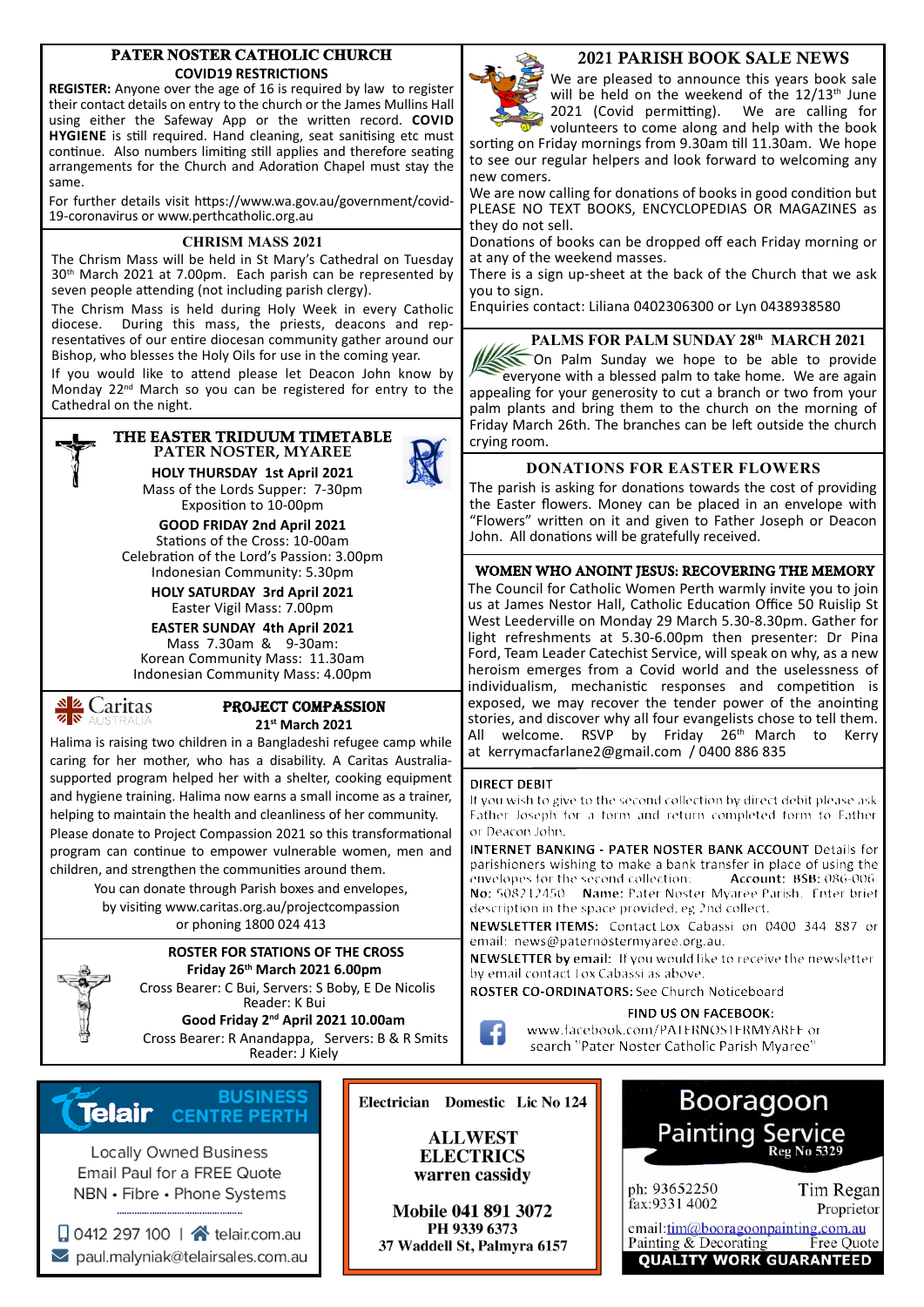## PATER NOSTER CATHOLIC CHURCH

### COVID19 RESTRICTIONS

**REGISTER:** Anyone over the age of 16 is required by law to register their contact details on entry to the church or the James Mullins Hall using either the Safeway App or the written record. **COVID HYGIENE** is still required. Hand cleaning, seat sanitising etc must continue. Also numbers limiting still applies and therefore seating arrangements for the Church and Adoration Chapel must stay the same.

For further details visit https://www.wa.gov.au/government/covid-19-coronavirus or www.perthcatholic.org.au

## CHRISM MASS 2021

The Chrism Mass will be held in St Mary's Cathedral on Tuesday 30th March 2021 at 7.00pm. Each parish can be represented by seven people attending (not including parish clergy).

The Chrism Mass is held during Holy Week in every Catholic diocese. During this mass, the priests, deacons and representatives of our entire diocesan community gather around our Bishop, who blesses the Holy Oils for use in the coming year.

If you would like to attend please let Deacon John know by Monday 22nd March so you can be registered for entry to the Cathedral on the night.

## THE EASTER TRIDUUM TIMETABLE
### PATER NOSTER, MYAREE

**HOLY THURSDAY 1st April 2021**
Mass of the Lords Supper: 7-30pm
Exposition to 10-00pm

**GOOD FRIDAY 2nd April 2021**
Stations of the Cross: 10-00am
Celebration of the Lord's Passion: 3.00pm
Indonesian Community: 5.30pm

**HOLY SATURDAY 3rd April 2021**
Easter Vigil Mass: 7.00pm

**EASTER SUNDAY 4th April 2021**
Mass 7.30am & 9-30am:
Korean Community Mass: 11.30am
Indonesian Community Mass: 4.00pm

## Caritas AUSTRALIA — PROJECT COMPASSION
**21st March 2021**

Halima is raising two children in a Bangladeshi refugee camp while caring for her mother, who has a disability. A Caritas Australia-supported program helped her with a shelter, cooking equipment and hygiene training. Halima now earns a small income as a trainer, helping to maintain the health and cleanliness of her community.

Please donate to Project Compassion 2021 so this transformational program can continue to empower vulnerable women, men and children, and strengthen the communities around them.

You can donate through Parish boxes and envelopes,
by visiting www.caritas.org.au/projectcompassion
or phoning 1800 024 413

## ROSTER FOR STATIONS OF THE CROSS

**Friday 26th March 2021 6.00pm**
Cross Bearer: C Bui, Servers: S Boby, E De Nicolis
Reader: K Bui

**Good Friday 2nd April 2021 10.00am**
Cross Bearer: R Anandappa, Servers: B & R Smits
Reader: J Kiely

## 2021 PARISH BOOK SALE NEWS

We are pleased to announce this years book sale will be held on the weekend of the 12/13th June 2021 (Covid permitting). We are calling for volunteers to come along and help with the book sorting on Friday mornings from 9.30am till 11.30am. We hope to see our regular helpers and look forward to welcoming any new comers.

We are now calling for donations of books in good condition but PLEASE NO TEXT BOOKS, ENCYCLOPEDIAS OR MAGAZINES as they do not sell.

Donations of books can be dropped off each Friday morning or at any of the weekend masses.

There is a sign up-sheet at the back of the Church that we ask you to sign.

Enquiries contact: Liliana 0402306300 or Lyn 0438938580

## PALMS FOR PALM SUNDAY 28th MARCH 2021

On Palm Sunday we hope to be able to provide everyone with a blessed palm to take home. We are again appealing for your generosity to cut a branch or two from your palm plants and bring them to the church on the morning of Friday March 26th. The branches can be left outside the church crying room.

## DONATIONS FOR EASTER FLOWERS

The parish is asking for donations towards the cost of providing the Easter flowers. Money can be placed in an envelope with "Flowers" written on it and given to Father Joseph or Deacon John. All donations will be gratefully received.

## WOMEN WHO ANOINT JESUS: RECOVERING THE MEMORY

The Council for Catholic Women Perth warmly invite you to join us at James Nestor Hall, Catholic Education Office 50 Ruislip St West Leederville on Monday 29 March 5.30-8.30pm. Gather for light refreshments at 5.30-6.00pm then presenter: Dr Pina Ford, Team Leader Catechist Service, will speak on why, as a new heroism emerges from a Covid world and the uselessness of individualism, mechanistic responses and competition is exposed, we may recover the tender power of the anointing stories, and discover why all four evangelists chose to tell them. All welcome. RSVP by Friday 26th March to Kerry at kerrymacfarlane2@gmail.com / 0400 886 835

**DIRECT DEBIT**
If you wish to give to the second collection by direct debit please ask Father Joseph for a form and return completed form to Father or Deacon John.

**INTERNET BANKING - PATER NOSTER BANK ACCOUNT** Details for parishioners wishing to make a bank transfer in place of using the envelopes for the second collection. **Account: BSB:** 086-006 **No:** 508212450 **Name:** Pater Noster Myaree Parish. Enter brief description in the space provided, eg 2nd collect.

**NEWSLETTER ITEMS:** Contact Lox Cabassi on 0400 344 887 or email: news@paternostermyaree.org.au.

**NEWSLETTER by email:** If you would like to receive the newsletter by email contact Lox Cabassi as above.

**ROSTER CO-ORDINATORS:** See Church Noticeboard

**FIND US ON FACEBOOK:**
www.facebook.com/PATERNOSTERMYAREE or search "Pater Noster Catholic Parish Myaree"

---

**Telair BUSINESS CENTRE PERTH**
Locally Owned Business
Email Paul for a FREE Quote
NBN • Fibre • Phone Systems
0412 297 100 | telair.com.au
paul.malyniak@telairsales.com.au

**Electrician Domestic Lic No 124**
**ALLWEST ELECTRICS**
**warren cassidy**
**Mobile 041 891 3072**
**PH 9339 6373**
**37 Waddell St, Palmyra 6157**

**Booragoon Painting Service**
Reg No 5329
ph: 93652250
fax:9331 4002
Tim Regan
Proprietor
email: tim@booragoonpainting.com.au
Painting & Decorating — Free Quote
**QUALITY WORK GUARANTEED**